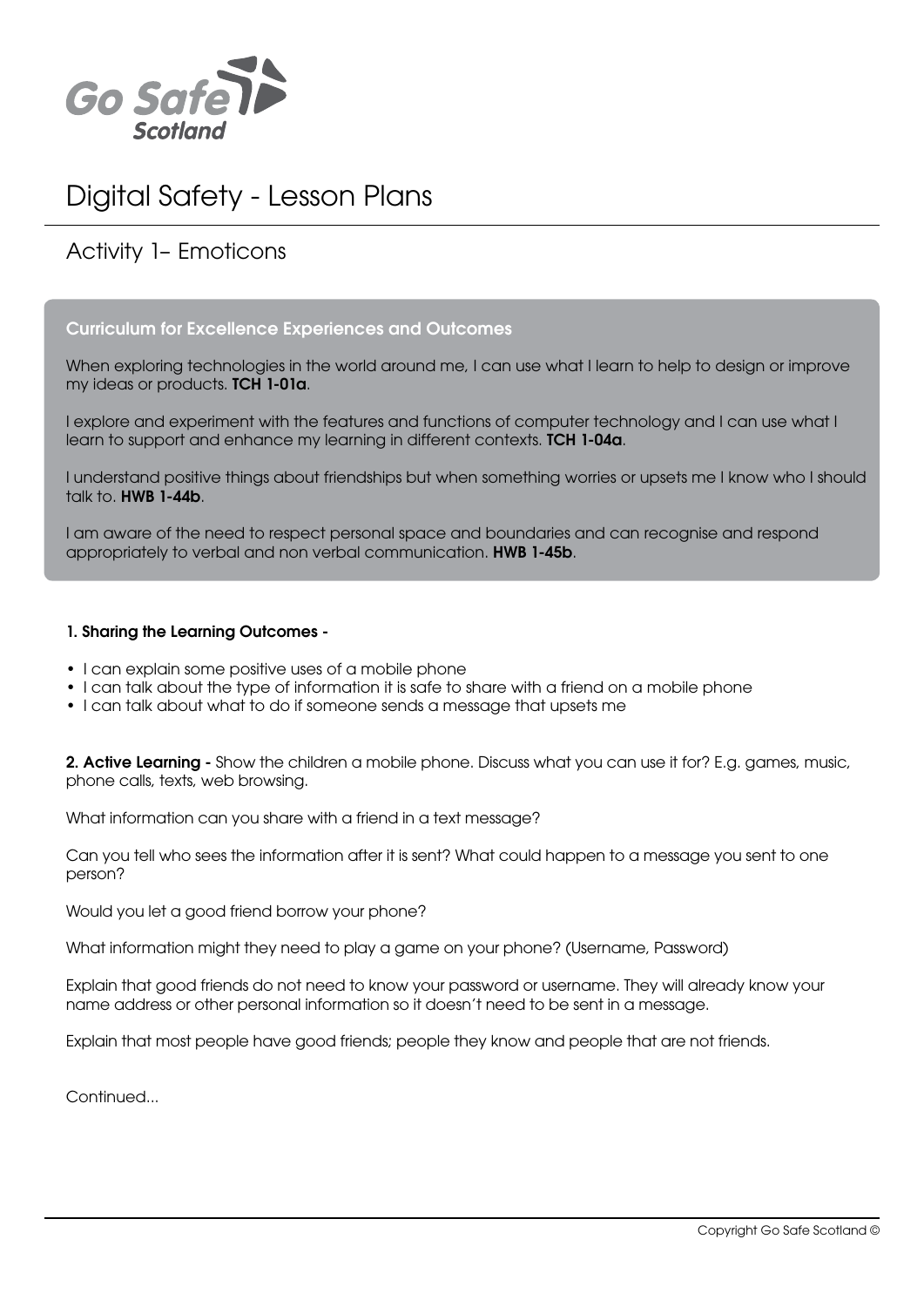Go Safe Scotland

# Digital Safety - Lesson Plans

## Activity 1– Emoticons

### Curriculum for Excellence Experiences and Outcomes

When exploring technologies in the world around me, I can use what I learn to help to design or improve my ideas or products. **TCH 1-01a**.

I explore and experiment with the features and functions of computer technology and I can use what I learn to support and enhance my learning in different contexts. **TCH 1-04a**.

I understand positive things about friendships but when something worries or upsets me I know who I should talk to. **HWB 1-44b**.

I am aware of the need to respect personal space and boundaries and can recognise and respond appropriately to verbal and non verbal communication. **HWB 1-45b**.

**1. Sharing the Learning Outcomes -**

- I can explain some positive uses of a mobile phone
- I can talk about the type of information it is safe to share with a friend on a mobile phone
- I can talk about what to do if someone sends a message that upsets me

**2. Active Learning -** Show the children a mobile phone. Discuss what you can use it for? E.g. games, music, phone calls, texts, web browsing.

What information can you share with a friend in a text message?

Can you tell who sees the information after it is sent? What could happen to a message you sent to one person?

Would you let a good friend borrow your phone?

What information might they need to play a game on your phone? (Username, Password)

Explain that good friends do not need to know your password or username. They will already know your name address or other personal information so it doesn't need to be sent in a message.

Explain that most people have good friends; people they know and people that are not friends.

Continued...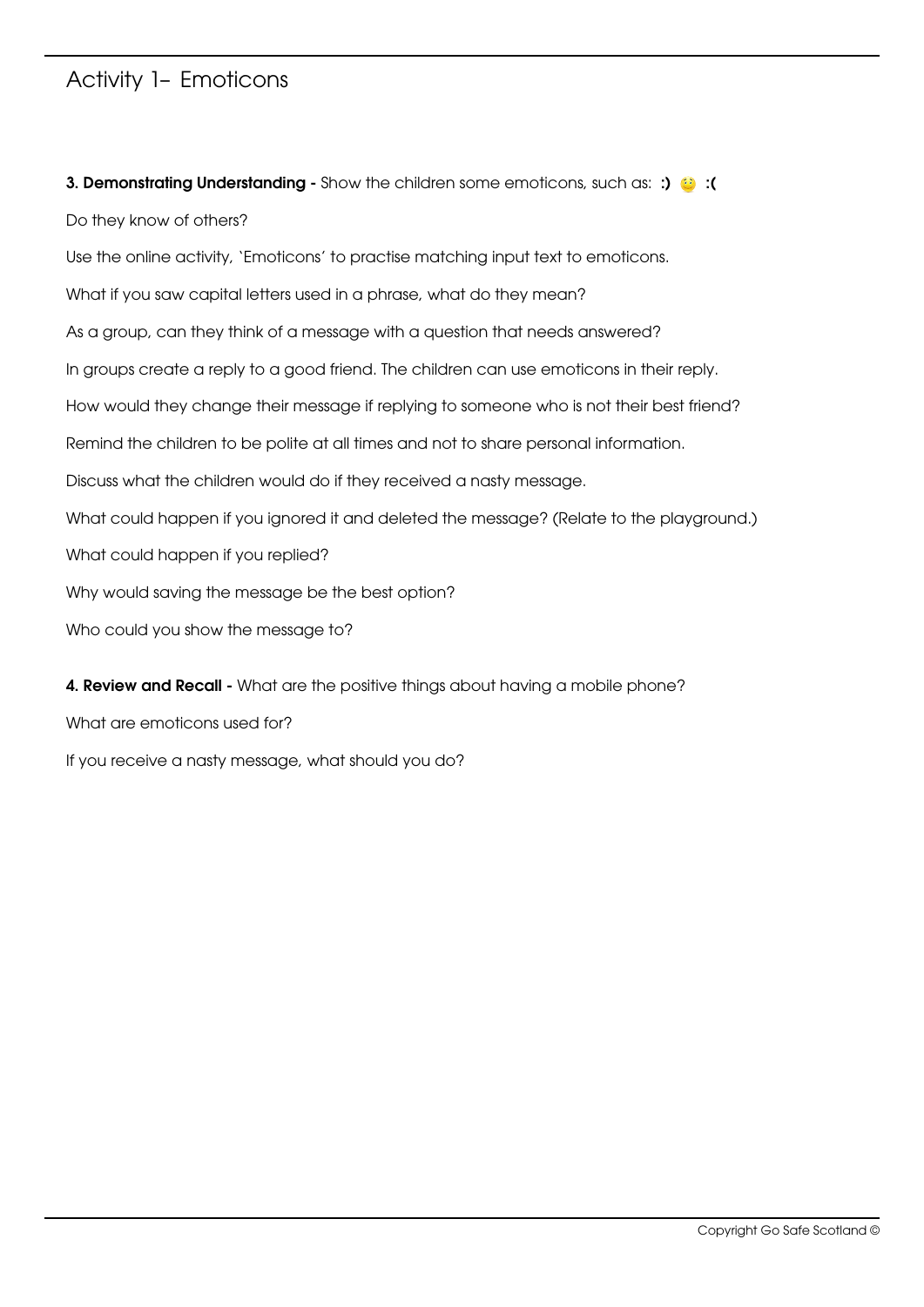## Activity 1– Emoticons

**3. Demonstrating Understanding -** Show the children some emoticons, such as: **:)** 😳 **:(**

Do they know of others?

Use the online activity, `Emoticons' to practise matching input text to emoticons.

What if you saw capital letters used in a phrase, what do they mean?

As a group, can they think of a message with a question that needs answered?

In groups create a reply to a good friend. The children can use emoticons in their reply.

How would they change their message if replying to someone who is not their best friend?

Remind the children to be polite at all times and not to share personal information.

Discuss what the children would do if they received a nasty message.

What could happen if you ignored it and deleted the message? (Relate to the playground.)

What could happen if you replied?

Why would saving the message be the best option?

Who could you show the message to?

**4. Review and Recall -** What are the positive things about having a mobile phone?

What are emoticons used for?

If you receive a nasty message, what should you do?